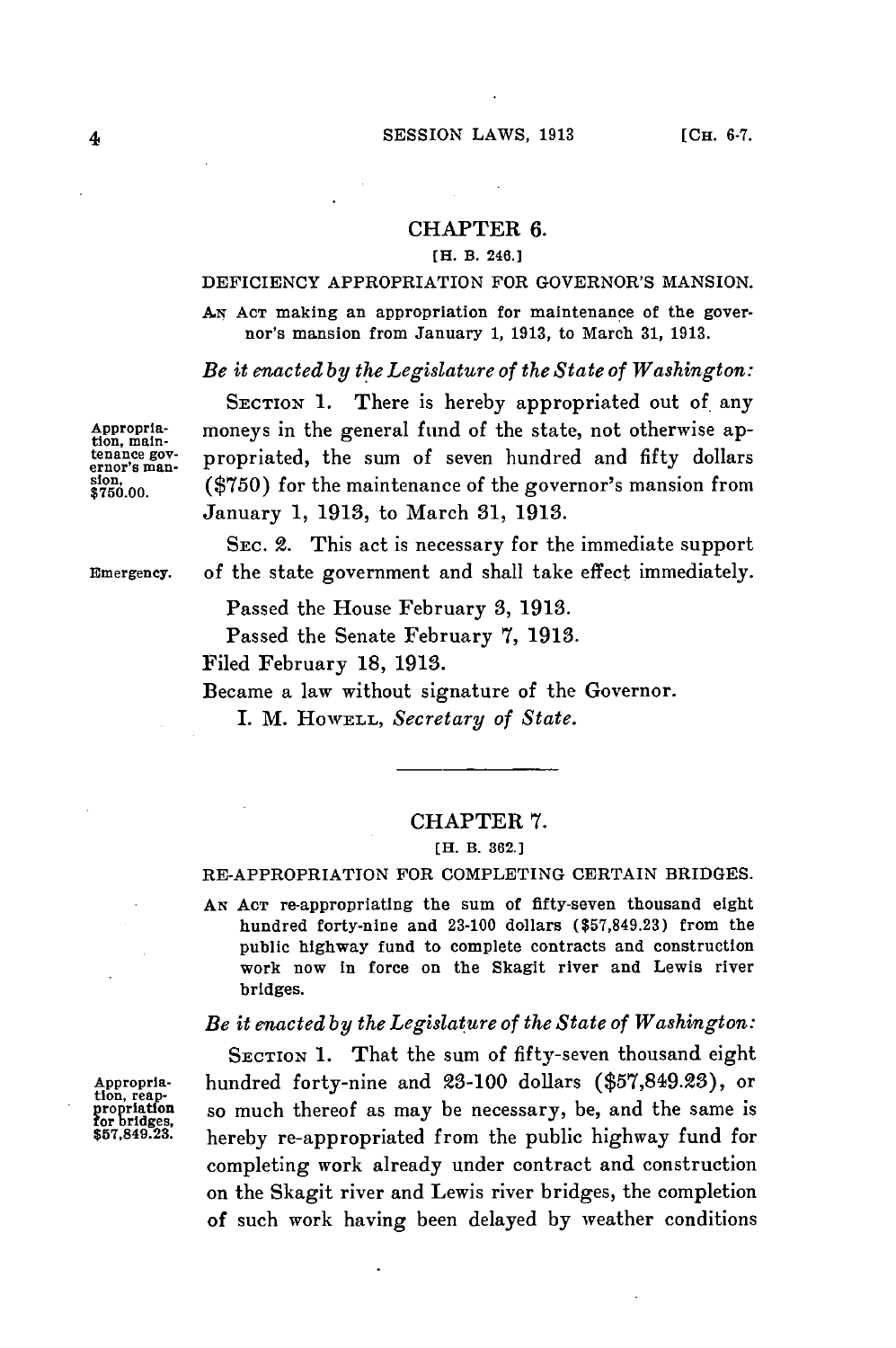## CHAPTER 6.

[H. B. 246.]

DEFICIENCY APPROPRIATION FOR GOVERNOR'S MANSION.

AN ACT making an appropriation for maintenance of the governor's mansion from January 1, 1913, to March 31, 1913.

*Be it enacted by the Legislature of the State of Washington:*

Appropriation, maintenance governor's mansion, $750.00.

SECTION 1. There is hereby appropriated out of any moneys in the general fund of the state, not otherwise appropriated, the sum of seven hundred and fifty dollars ($750) for the maintenance of the governor's mansion from January 1, 1913, to March 31, 1913.

Emergency.

SEC. 2. This act is necessary for the immediate support of the state government and shall take effect immediately.

Passed the House February 3, 1913.

Passed the Senate February 7, 1913.

Filed February 18, 1913.

Became a law without signature of the Governor.

I. M. HOWELL, *Secretary of State.*

---

## CHAPTER 7.

[H. B. 362.]

RE-APPROPRIATION FOR COMPLETING CERTAIN BRIDGES.

AN ACT re-appropriating the sum of fifty-seven thousand eight hundred forty-nine and 23-100 dollars ($57,849.23) from the public highway fund to complete contracts and construction work now in force on the Skagit river and Lewis river bridges.

*Be it enacted by the Legislature of the State of Washington:*

Appropriation, reappropriation for bridges, $57,849.23.

SECTION 1. That the sum of fifty-seven thousand eight hundred forty-nine and 23-100 dollars ($57,849.23), or so much thereof as may be necessary, be, and the same is hereby re-appropriated from the public highway fund for completing work already under contract and construction on the Skagit river and Lewis river bridges, the completion of such work having been delayed by weather conditions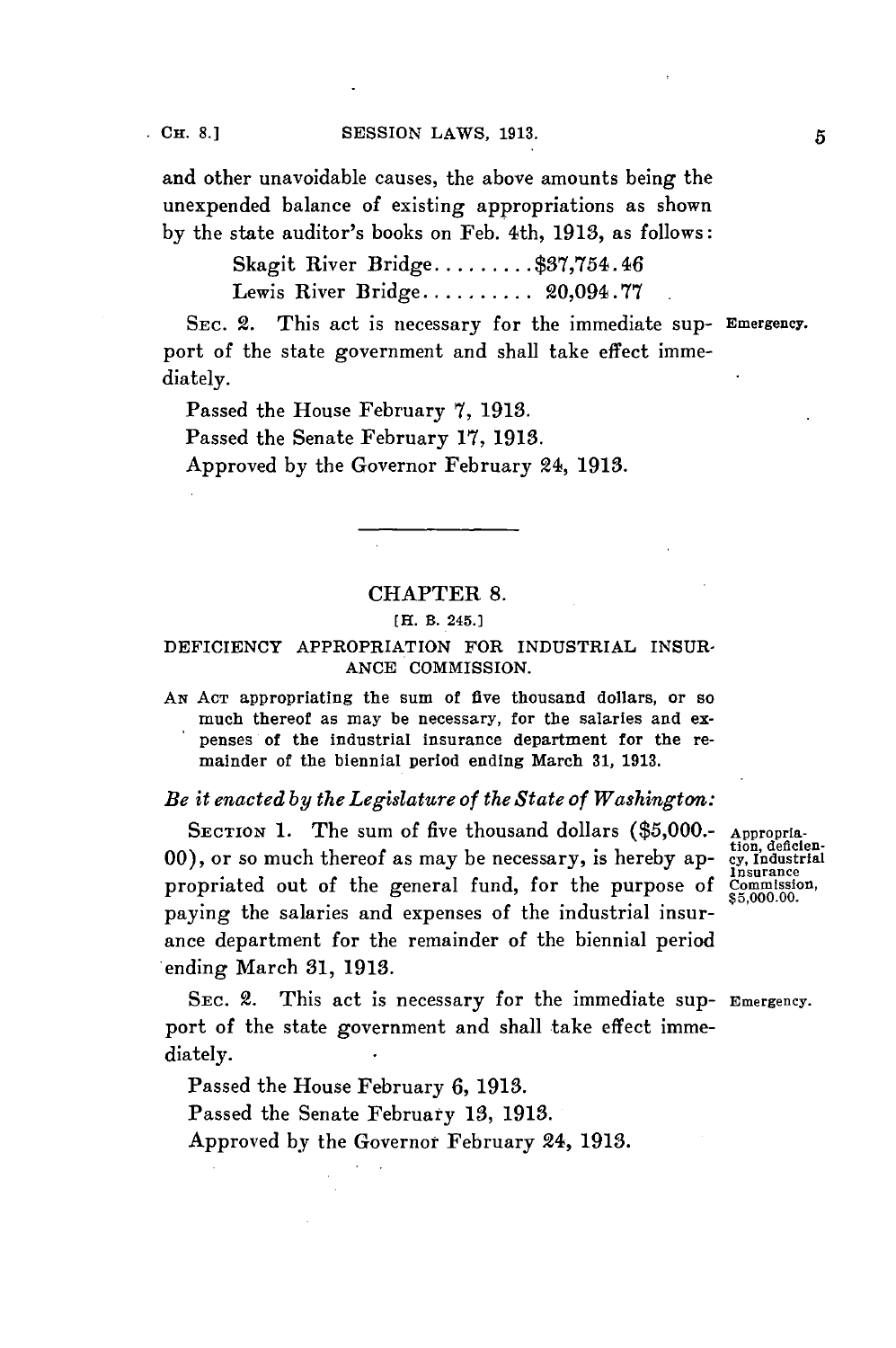and other unavoidable causes, the above amounts being the unexpended balance of existing appropriations as shown by the state auditor's books on Feb. 4th, 1913, as follows:

Skagit River Bridge.........$37,754.46
Lewis River Bridge.......... 20,094.77

SEC. 2. This act is necessary for the immediate support of the state government and shall take effect immediately. Emergency.

Passed the House February 7, 1913.
Passed the Senate February 17, 1913.
Approved by the Governor February 24, 1913.

---

## CHAPTER 8.

[H. B. 245.]

### DEFICIENCY APPROPRIATION FOR INDUSTRIAL INSURANCE COMMISSION.

AN ACT appropriating the sum of five thousand dollars, or so much thereof as may be necessary, for the salaries and expenses of the industrial insurance department for the remainder of the biennial period ending March 31, 1913.

*Be it enacted by the Legislature of the State of Washington:*

SECTION 1. The sum of five thousand dollars ($5,000.00), or so much thereof as may be necessary, is hereby appropriated out of the general fund, for the purpose of paying the salaries and expenses of the industrial insurance department for the remainder of the biennial period ending March 31, 1913. Appropriation, deficiency, Industrial Insurance Commission, $5,000.00.

SEC. 2. This act is necessary for the immediate support of the state government and shall take effect immediately. Emergency.

Passed the House February 6, 1913.
Passed the Senate February 13, 1913.
Approved by the Governor February 24, 1913.